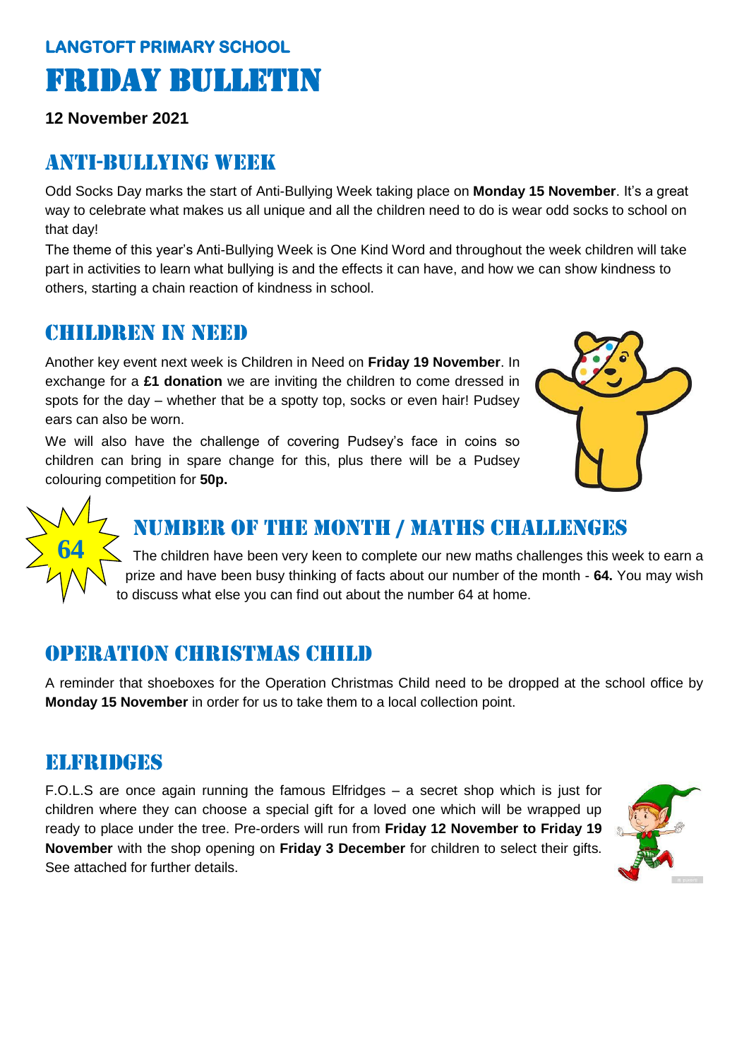**LANGTOFT PRIMARY SCHOOL**

# FRIDAY BULLETIN

**12 November 2021**

## ANTI-BULLYING WEEK

Odd Socks Day marks the start of Anti-Bullying Week taking place on **Monday 15 November**. It's a great way to celebrate what makes us all unique and all the children need to do is wear odd socks to school on that day!

The theme of this year's Anti-Bullying Week is One Kind Word and throughout the week children will take part in activities to learn what bullying is and the effects it can have, and how we can show kindness to others, starting a chain reaction of kindness in school.

## CHILDREN IN NEED

Another key event next week is Children in Need on **Friday 19 November**. In exchange for a **£1 donation** we are inviting the children to come dressed in spots for the day – whether that be a spotty top, socks or even hair! Pudsey ears can also be worn.

We will also have the challenge of covering Pudsey's face in coins so children can bring in spare change for this, plus there will be a Pudsey colouring competition for **50p.**

64

## NUMBER OF THE MONTH / MATHS CHALLENGES

The children have been very keen to complete our new maths challenges this week to earn a prize and have been busy thinking of facts about our number of the month - **64.** You may wish to discuss what else you can find out about the number 64 at home.

## OPERATION CHRISTMAS CHILD

A reminder that shoeboxes for the Operation Christmas Child need to be dropped at the school office by **Monday 15 November** in order for us to take them to a local collection point.

## ELFRIDGES

F.O.L.S are once again running the famous Elfridges – a secret shop which is just for children where they can choose a special gift for a loved one which will be wrapped up ready to place under the tree. Pre-orders will run from **Friday 12 November to Friday 19 November** with the shop opening on **Friday 3 December** for children to select their gifts. See attached for further details.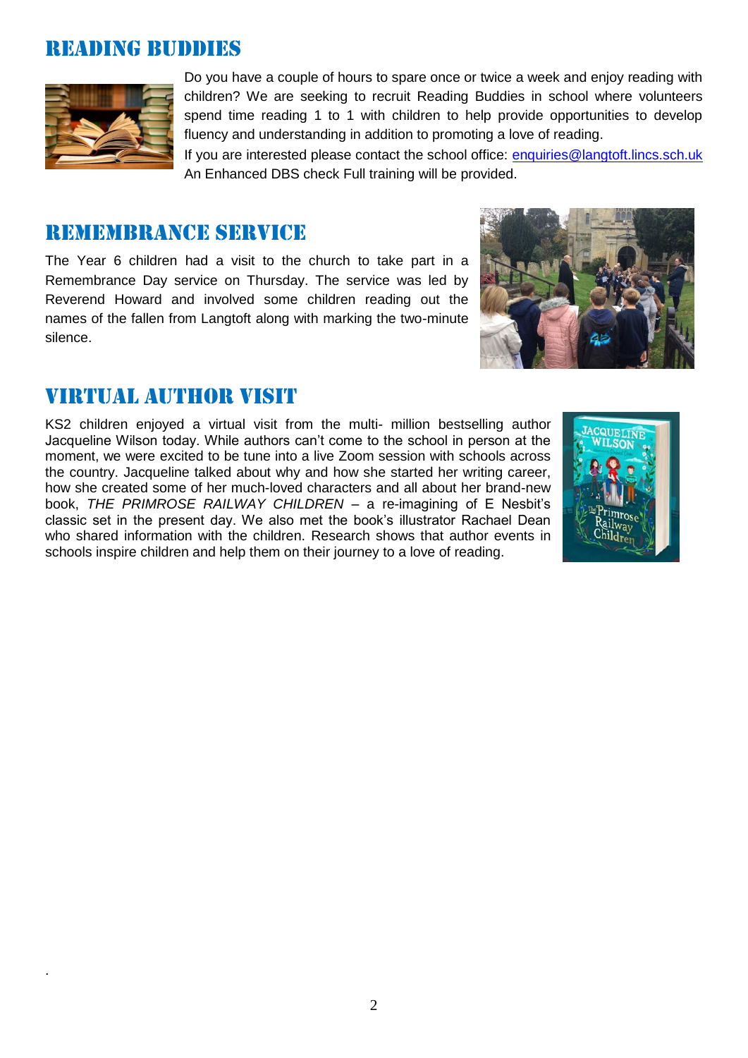## READING BUDDIES

Do you have a couple of hours to spare once or twice a week and enjoy reading with children? We are seeking to recruit Reading Buddies in school where volunteers spend time reading 1 to 1 with children to help provide opportunities to develop fluency and understanding in addition to promoting a love of reading.

If you are interested please contact the school office: enquiries@langtoft.lincs.sch.uk
An Enhanced DBS check Full training will be provided.

## REMEMBRANCE SERVICE

The Year 6 children had a visit to the church to take part in a Remembrance Day service on Thursday. The service was led by Reverend Howard and involved some children reading out the names of the fallen from Langtoft along with marking the two-minute silence.

## VIRTUAL AUTHOR VISIT

KS2 children enjoyed a virtual visit from the multi- million bestselling author Jacqueline Wilson today. While authors can't come to the school in person at the moment, we were excited to be tune into a live Zoom session with schools across the country. Jacqueline talked about why and how she started her writing career, how she created some of her much-loved characters and all about her brand-new book, *THE PRIMROSE RAILWAY CHILDREN* – a re-imagining of E Nesbit's classic set in the present day. We also met the book's illustrator Rachael Dean who shared information with the children. Research shows that author events in schools inspire children and help them on their journey to a love of reading.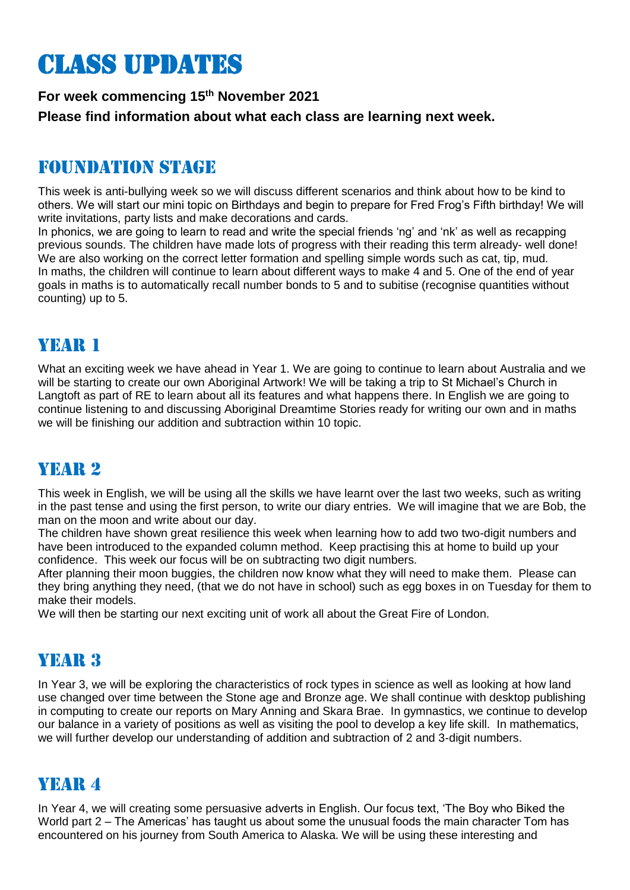# Class Updates

**For week commencing 15th November 2021**

**Please find information about what each class are learning next week.**

## Foundation Stage

This week is anti-bullying week so we will discuss different scenarios and think about how to be kind to others. We will start our mini topic on Birthdays and begin to prepare for Fred Frog's Fifth birthday! We will write invitations, party lists and make decorations and cards.

In phonics, we are going to learn to read and write the special friends 'ng' and 'nk' as well as recapping previous sounds. The children have made lots of progress with their reading this term already- well done! We are also working on the correct letter formation and spelling simple words such as cat, tip, mud.

In maths, the children will continue to learn about different ways to make 4 and 5. One of the end of year goals in maths is to automatically recall number bonds to 5 and to subitise (recognise quantities without counting) up to 5.

## Year 1

What an exciting week we have ahead in Year 1. We are going to continue to learn about Australia and we will be starting to create our own Aboriginal Artwork! We will be taking a trip to St Michael's Church in Langtoft as part of RE to learn about all its features and what happens there. In English we are going to continue listening to and discussing Aboriginal Dreamtime Stories ready for writing our own and in maths we will be finishing our addition and subtraction within 10 topic.

## Year 2

This week in English, we will be using all the skills we have learnt over the last two weeks, such as writing in the past tense and using the first person, to write our diary entries. We will imagine that we are Bob, the man on the moon and write about our day.

The children have shown great resilience this week when learning how to add two two-digit numbers and have been introduced to the expanded column method. Keep practising this at home to build up your confidence. This week our focus will be on subtracting two digit numbers.

After planning their moon buggies, the children now know what they will need to make them. Please can they bring anything they need, (that we do not have in school) such as egg boxes in on Tuesday for them to make their models.

We will then be starting our next exciting unit of work all about the Great Fire of London.

## Year 3

In Year 3, we will be exploring the characteristics of rock types in science as well as looking at how land use changed over time between the Stone age and Bronze age. We shall continue with desktop publishing in computing to create our reports on Mary Anning and Skara Brae. In gymnastics, we continue to develop our balance in a variety of positions as well as visiting the pool to develop a key life skill. In mathematics, we will further develop our understanding of addition and subtraction of 2 and 3-digit numbers.

## Year 4

In Year 4, we will creating some persuasive adverts in English. Our focus text, 'The Boy who Biked the World part 2 – The Americas' has taught us about some the unusual foods the main character Tom has encountered on his journey from South America to Alaska. We will be using these interesting and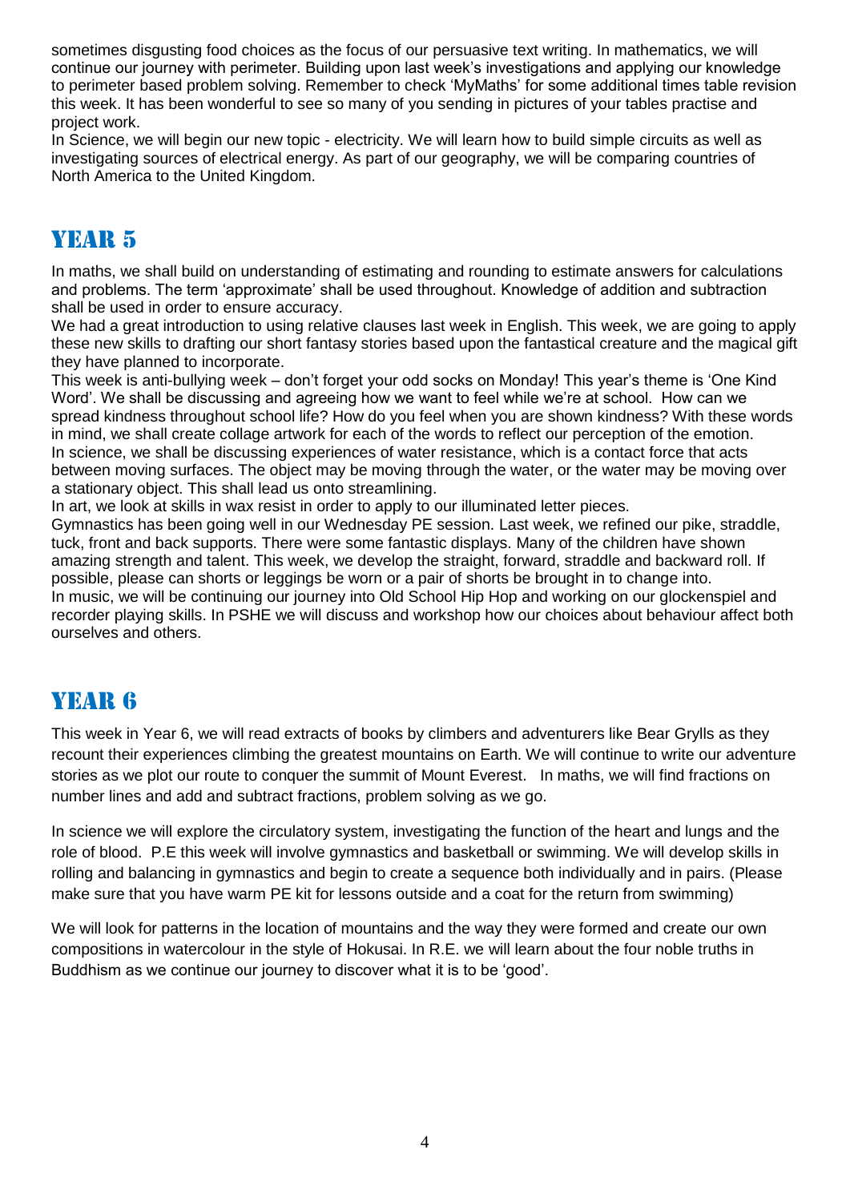sometimes disgusting food choices as the focus of our persuasive text writing. In mathematics, we will continue our journey with perimeter. Building upon last week's investigations and applying our knowledge to perimeter based problem solving. Remember to check 'MyMaths' for some additional times table revision this week. It has been wonderful to see so many of you sending in pictures of your tables practise and project work.

In Science, we will begin our new topic - electricity. We will learn how to build simple circuits as well as investigating sources of electrical energy. As part of our geography, we will be comparing countries of North America to the United Kingdom.

## YEAR 5

In maths, we shall build on understanding of estimating and rounding to estimate answers for calculations and problems. The term 'approximate' shall be used throughout. Knowledge of addition and subtraction shall be used in order to ensure accuracy.

We had a great introduction to using relative clauses last week in English. This week, we are going to apply these new skills to drafting our short fantasy stories based upon the fantastical creature and the magical gift they have planned to incorporate.

This week is anti-bullying week – don't forget your odd socks on Monday! This year's theme is 'One Kind Word'. We shall be discussing and agreeing how we want to feel while we're at school. How can we spread kindness throughout school life? How do you feel when you are shown kindness? With these words in mind, we shall create collage artwork for each of the words to reflect our perception of the emotion.

In science, we shall be discussing experiences of water resistance, which is a contact force that acts between moving surfaces. The object may be moving through the water, or the water may be moving over a stationary object. This shall lead us onto streamlining.

In art, we look at skills in wax resist in order to apply to our illuminated letter pieces.

Gymnastics has been going well in our Wednesday PE session. Last week, we refined our pike, straddle, tuck, front and back supports. There were some fantastic displays. Many of the children have shown amazing strength and talent. This week, we develop the straight, forward, straddle and backward roll. If possible, please can shorts or leggings be worn or a pair of shorts be brought in to change into.

In music, we will be continuing our journey into Old School Hip Hop and working on our glockenspiel and recorder playing skills. In PSHE we will discuss and workshop how our choices about behaviour affect both ourselves and others.

## YEAR 6

This week in Year 6, we will read extracts of books by climbers and adventurers like Bear Grylls as they recount their experiences climbing the greatest mountains on Earth. We will continue to write our adventure stories as we plot our route to conquer the summit of Mount Everest. In maths, we will find fractions on number lines and add and subtract fractions, problem solving as we go.

In science we will explore the circulatory system, investigating the function of the heart and lungs and the role of blood. P.E this week will involve gymnastics and basketball or swimming. We will develop skills in rolling and balancing in gymnastics and begin to create a sequence both individually and in pairs. (Please make sure that you have warm PE kit for lessons outside and a coat for the return from swimming)

We will look for patterns in the location of mountains and the way they were formed and create our own compositions in watercolour in the style of Hokusai. In R.E. we will learn about the four noble truths in Buddhism as we continue our journey to discover what it is to be 'good'.